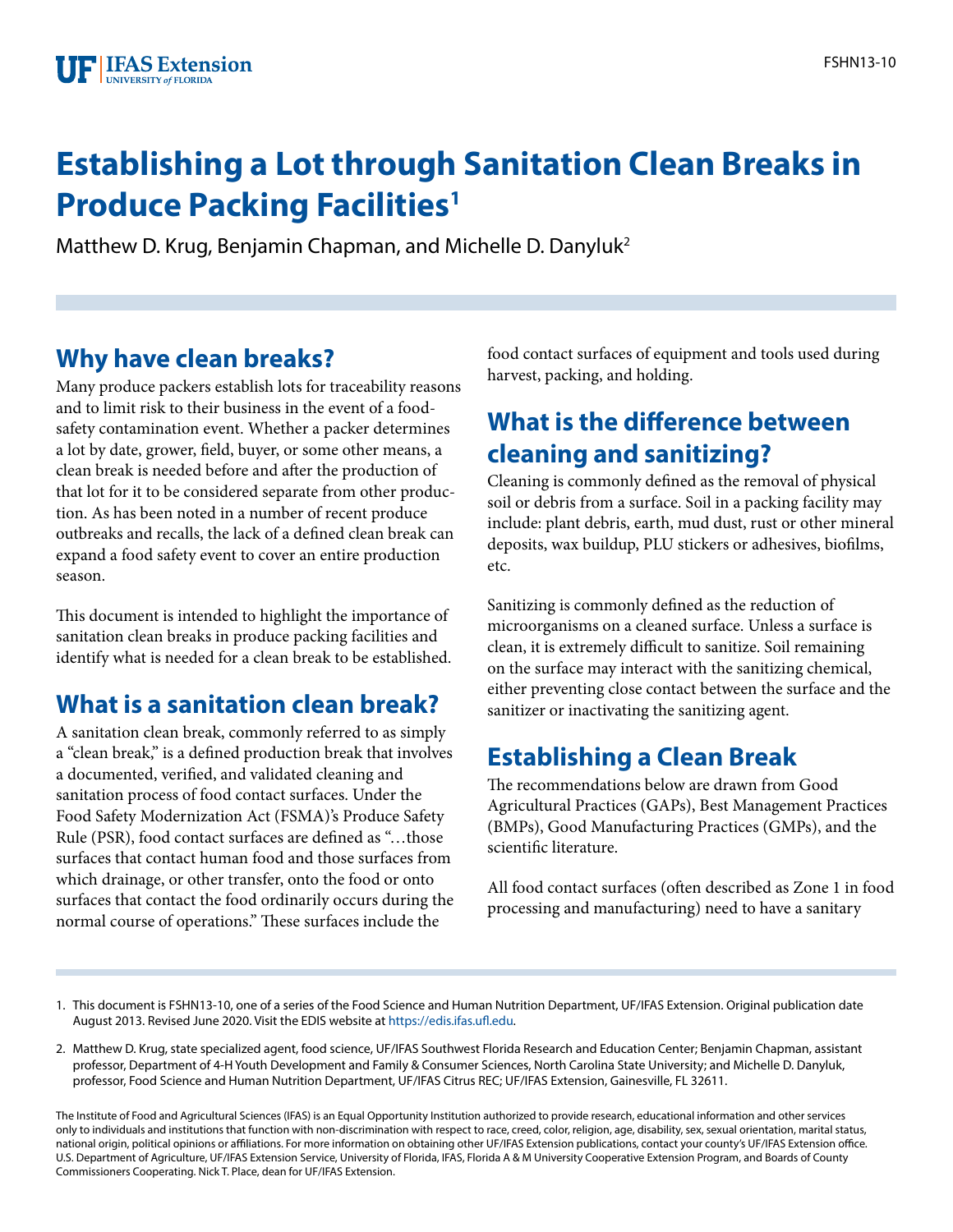# Establishing a Lot through Sanitation Clean Breaks in Produce Packing Facilities[1]

Matthew D. Krug, Benjamin Chapman, and Michelle D. Danyluk[2]

## Why have clean breaks?

Many produce packers establish lots for traceability reasons and to limit risk to their business in the event of a food-safety contamination event. Whether a packer determines a lot by date, grower, field, buyer, or some other means, a clean break is needed before and after the production of that lot for it to be considered separate from other production. As has been noted in a number of recent produce outbreaks and recalls, the lack of a defined clean break can expand a food safety event to cover an entire production season.

This document is intended to highlight the importance of sanitation clean breaks in produce packing facilities and identify what is needed for a clean break to be established.

## What is a sanitation clean break?

A sanitation clean break, commonly referred to as simply a "clean break," is a defined production break that involves a documented, verified, and validated cleaning and sanitation process of food contact surfaces. Under the Food Safety Modernization Act (FSMA)'s Produce Safety Rule (PSR), food contact surfaces are defined as "…those surfaces that contact human food and those surfaces from which drainage, or other transfer, onto the food or onto surfaces that contact the food ordinarily occurs during the normal course of operations." These surfaces include the food contact surfaces of equipment and tools used during harvest, packing, and holding.

## What is the difference between cleaning and sanitizing?

Cleaning is commonly defined as the removal of physical soil or debris from a surface. Soil in a packing facility may include: plant debris, earth, mud dust, rust or other mineral deposits, wax buildup, PLU stickers or adhesives, biofilms, etc.

Sanitizing is commonly defined as the reduction of microorganisms on a cleaned surface. Unless a surface is clean, it is extremely difficult to sanitize. Soil remaining on the surface may interact with the sanitizing chemical, either preventing close contact between the surface and the sanitizer or inactivating the sanitizing agent.

## Establishing a Clean Break

The recommendations below are drawn from Good Agricultural Practices (GAPs), Best Management Practices (BMPs), Good Manufacturing Practices (GMPs), and the scientific literature.

All food contact surfaces (often described as Zone 1 in food processing and manufacturing) need to have a sanitary

1. This document is FSHN13-10, one of a series of the Food Science and Human Nutrition Department, UF/IFAS Extension. Original publication date August 2013. Revised June 2020. Visit the EDIS website at https://edis.ifas.ufl.edu.

2. Matthew D. Krug, state specialized agent, food science, UF/IFAS Southwest Florida Research and Education Center; Benjamin Chapman, assistant professor, Department of 4-H Youth Development and Family & Consumer Sciences, North Carolina State University; and Michelle D. Danyluk, professor, Food Science and Human Nutrition Department, UF/IFAS Citrus REC; UF/IFAS Extension, Gainesville, FL 32611.

The Institute of Food and Agricultural Sciences (IFAS) is an Equal Opportunity Institution authorized to provide research, educational information and other services only to individuals and institutions that function with non-discrimination with respect to race, creed, color, religion, age, disability, sex, sexual orientation, marital status, national origin, political opinions or affiliations. For more information on obtaining other UF/IFAS Extension publications, contact your county's UF/IFAS Extension office. U.S. Department of Agriculture, UF/IFAS Extension Service, University of Florida, IFAS, Florida A & M University Cooperative Extension Program, and Boards of County Commissioners Cooperating. Nick T. Place, dean for UF/IFAS Extension.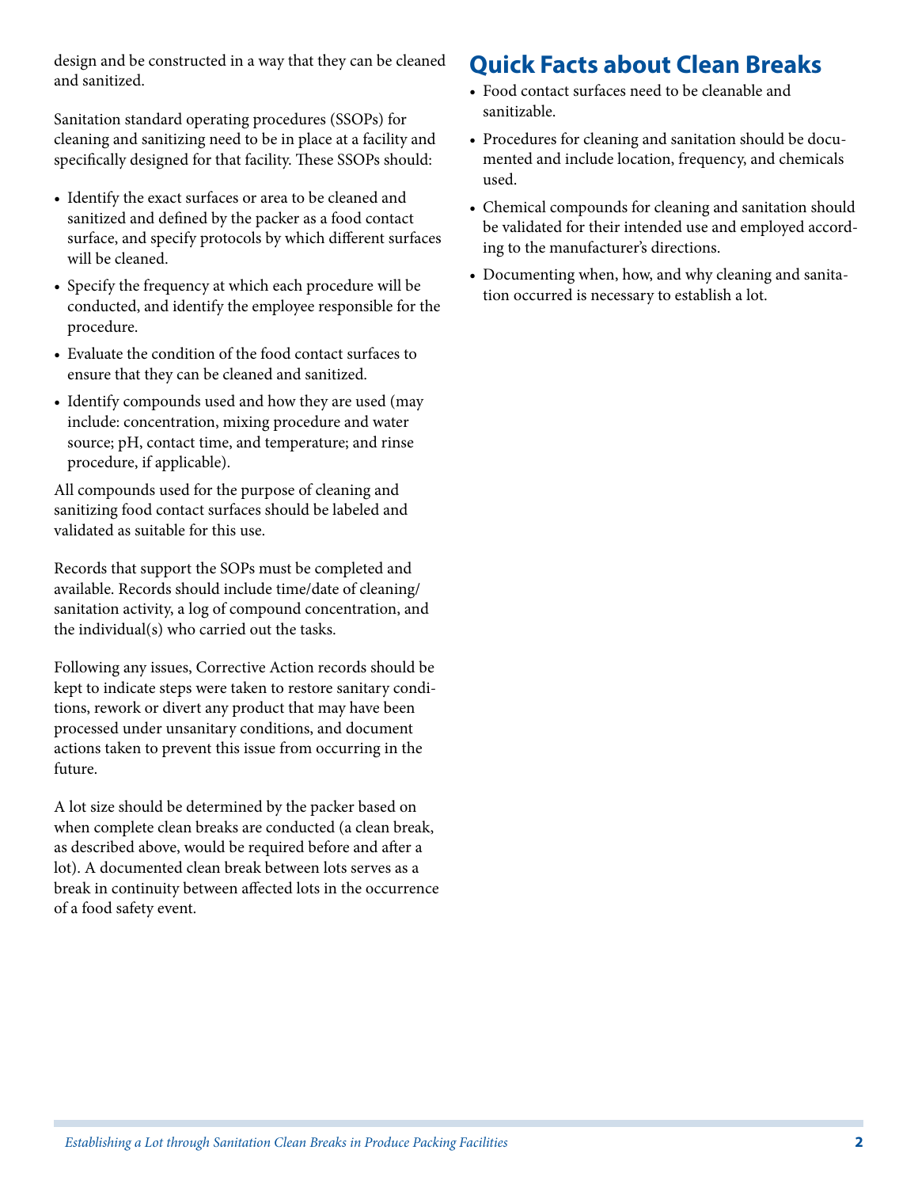design and be constructed in a way that they can be cleaned and sanitized.

Sanitation standard operating procedures (SSOPs) for cleaning and sanitizing need to be in place at a facility and specifically designed for that facility. These SSOPs should:

- Identify the exact surfaces or area to be cleaned and sanitized and defined by the packer as a food contact surface, and specify protocols by which different surfaces will be cleaned.
- Specify the frequency at which each procedure will be conducted, and identify the employee responsible for the procedure.
- Evaluate the condition of the food contact surfaces to ensure that they can be cleaned and sanitized.
- Identify compounds used and how they are used (may include: concentration, mixing procedure and water source; pH, contact time, and temperature; and rinse procedure, if applicable).

All compounds used for the purpose of cleaning and sanitizing food contact surfaces should be labeled and validated as suitable for this use.

Records that support the SOPs must be completed and available. Records should include time/date of cleaning/sanitation activity, a log of compound concentration, and the individual(s) who carried out the tasks.

Following any issues, Corrective Action records should be kept to indicate steps were taken to restore sanitary conditions, rework or divert any product that may have been processed under unsanitary conditions, and document actions taken to prevent this issue from occurring in the future.

A lot size should be determined by the packer based on when complete clean breaks are conducted (a clean break, as described above, would be required before and after a lot). A documented clean break between lots serves as a break in continuity between affected lots in the occurrence of a food safety event.

## Quick Facts about Clean Breaks

- Food contact surfaces need to be cleanable and sanitizable.
- Procedures for cleaning and sanitation should be documented and include location, frequency, and chemicals used.
- Chemical compounds for cleaning and sanitation should be validated for their intended use and employed according to the manufacturer's directions.
- Documenting when, how, and why cleaning and sanitation occurred is necessary to establish a lot.